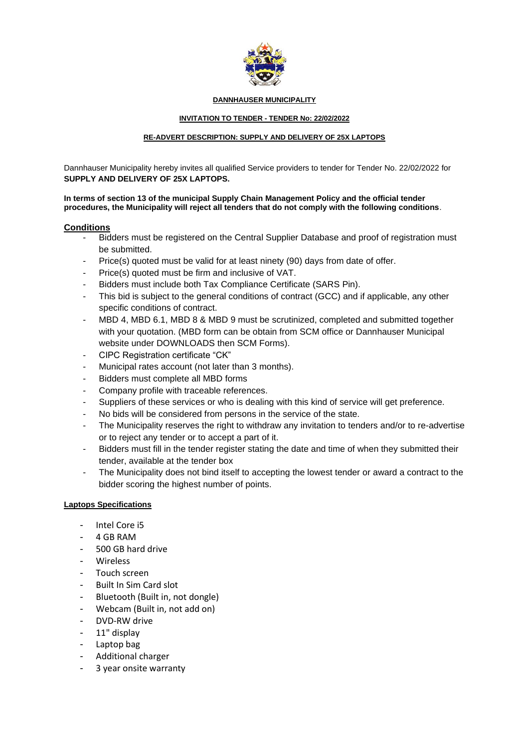**DANNHAUSER MUNICIPALITY**

**INVITATION TO TENDER - TENDER No: 22/02/2022**

**RE-ADVERT DESCRIPTION: SUPPLY AND DELIVERY OF 25X LAPTOPS**

Dannhauser Municipality hereby invites all qualified Service providers to tender for Tender No. 22/02/2022 for **SUPPLY AND DELIVERY OF 25X LAPTOPS.**

**In terms of section 13 of the municipal Supply Chain Management Policy and the official tender procedures, the Municipality will reject all tenders that do not comply with the following conditions**.

## Conditions

- Bidders must be registered on the Central Supplier Database and proof of registration must be submitted.
- Price(s) quoted must be valid for at least ninety (90) days from date of offer.
- Price(s) quoted must be firm and inclusive of VAT.
- Bidders must include both Tax Compliance Certificate (SARS Pin).
- This bid is subject to the general conditions of contract (GCC) and if applicable, any other specific conditions of contract.
- MBD 4, MBD 6.1, MBD 8 & MBD 9 must be scrutinized, completed and submitted together with your quotation. (MBD form can be obtain from SCM office or Dannhauser Municipal website under DOWNLOADS then SCM Forms).
- CIPC Registration certificate "CK"
- Municipal rates account (not later than 3 months).
- Bidders must complete all MBD forms
- Company profile with traceable references.
- Suppliers of these services or who is dealing with this kind of service will get preference.
- No bids will be considered from persons in the service of the state.
- The Municipality reserves the right to withdraw any invitation to tenders and/or to re-advertise or to reject any tender or to accept a part of it.
- Bidders must fill in the tender register stating the date and time of when they submitted their tender, available at the tender box
- The Municipality does not bind itself to accepting the lowest tender or award a contract to the bidder scoring the highest number of points.

### Laptops Specifications

- Intel Core i5
- 4 GB RAM
- 500 GB hard drive
- Wireless
- Touch screen
- Built In Sim Card slot
- Bluetooth (Built in, not dongle)
- Webcam (Built in, not add on)
- DVD-RW drive
- 11" display
- Laptop bag
- Additional charger
- 3 year onsite warranty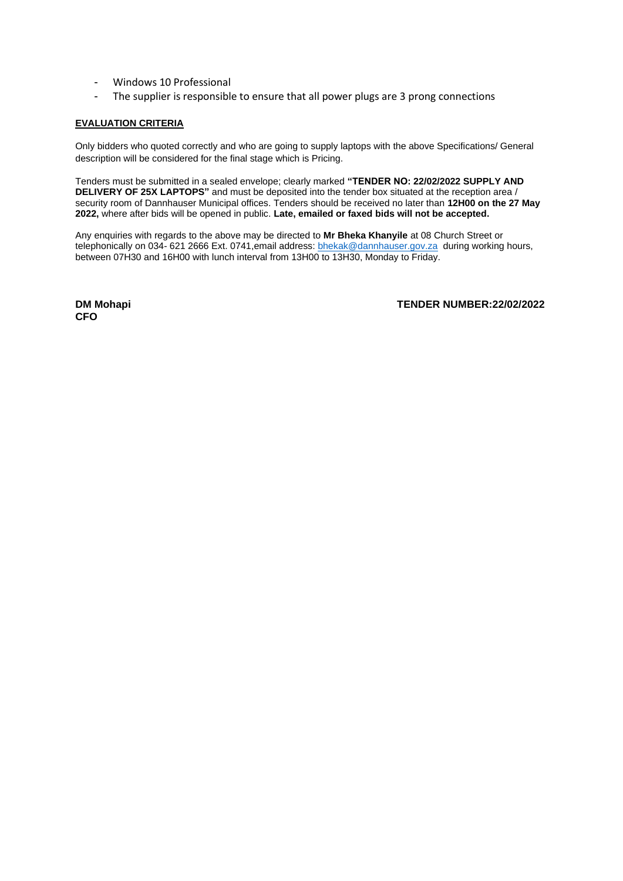- Windows 10 Professional
- The supplier is responsible to ensure that all power plugs are 3 prong connections

**EVALUATION CRITERIA**

Only bidders who quoted correctly and who are going to supply laptops with the above Specifications/ General description will be considered for the final stage which is Pricing.

Tenders must be submitted in a sealed envelope; clearly marked **"TENDER NO: 22/02/2022 SUPPLY AND DELIVERY OF 25X LAPTOPS"** and must be deposited into the tender box situated at the reception area / security room of Dannhauser Municipal offices. Tenders should be received no later than **12H00 on the 27 May 2022,** where after bids will be opened in public. **Late, emailed or faxed bids will not be accepted.**

Any enquiries with regards to the above may be directed to **Mr Bheka Khanyile** at 08 Church Street or telephonically on 034- 621 2666 Ext. 0741,email address: bhekak@dannhauser.gov.za during working hours, between 07H30 and 16H00 with lunch interval from 13H00 to 13H30, Monday to Friday.

**DM Mohapi**
**CFO**

**TENDER NUMBER:22/02/2022**